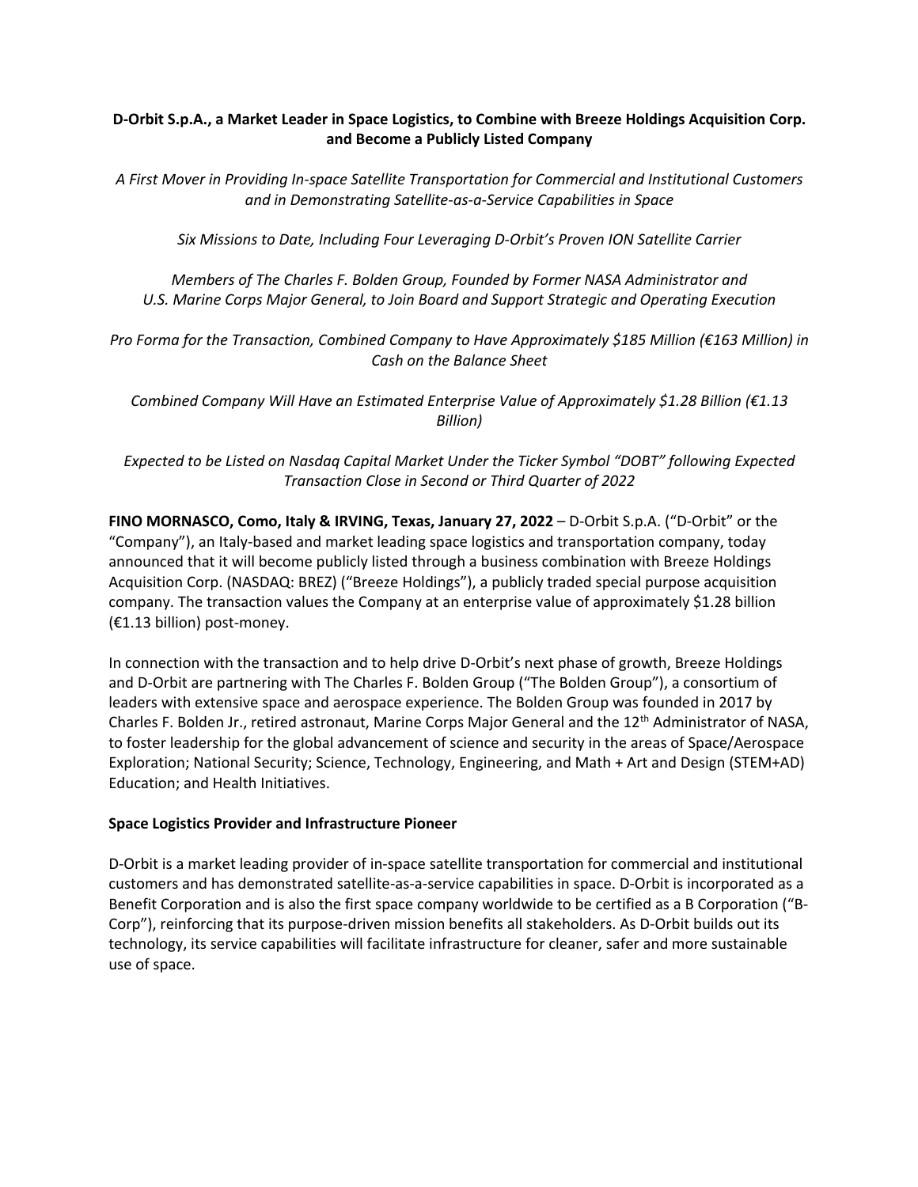**D-Orbit S.p.A., a Market Leader in Space Logistics, to Combine with Breeze Holdings Acquisition Corp. and Become a Publicly Listed Company**

*A First Mover in Providing In-space Satellite Transportation for Commercial and Institutional Customers and in Demonstrating Satellite-as-a-Service Capabilities in Space*

*Six Missions to Date, Including Four Leveraging D-Orbit's Proven ION Satellite Carrier*

*Members of The Charles F. Bolden Group, Founded by Former NASA Administrator and U.S. Marine Corps Major General, to Join Board and Support Strategic and Operating Execution*

*Pro Forma for the Transaction, Combined Company to Have Approximately $185 Million (€163 Million) in Cash on the Balance Sheet*

*Combined Company Will Have an Estimated Enterprise Value of Approximately $1.28 Billion (€1.13 Billion)*

*Expected to be Listed on Nasdaq Capital Market Under the Ticker Symbol "DOBT" following Expected Transaction Close in Second or Third Quarter of 2022*

**FINO MORNASCO, Como, Italy & IRVING, Texas, January 27, 2022** – D-Orbit S.p.A. ("D-Orbit" or the "Company"), an Italy-based and market leading space logistics and transportation company, today announced that it will become publicly listed through a business combination with Breeze Holdings Acquisition Corp. (NASDAQ: BREZ) ("Breeze Holdings"), a publicly traded special purpose acquisition company. The transaction values the Company at an enterprise value of approximately $1.28 billion (€1.13 billion) post-money.

In connection with the transaction and to help drive D-Orbit's next phase of growth, Breeze Holdings and D-Orbit are partnering with The Charles F. Bolden Group ("The Bolden Group"), a consortium of leaders with extensive space and aerospace experience. The Bolden Group was founded in 2017 by Charles F. Bolden Jr., retired astronaut, Marine Corps Major General and the 12th Administrator of NASA, to foster leadership for the global advancement of science and security in the areas of Space/Aerospace Exploration; National Security; Science, Technology, Engineering, and Math + Art and Design (STEM+AD) Education; and Health Initiatives.

**Space Logistics Provider and Infrastructure Pioneer**

D-Orbit is a market leading provider of in-space satellite transportation for commercial and institutional customers and has demonstrated satellite-as-a-service capabilities in space. D-Orbit is incorporated as a Benefit Corporation and is also the first space company worldwide to be certified as a B Corporation ("B-Corp"), reinforcing that its purpose-driven mission benefits all stakeholders. As D-Orbit builds out its technology, its service capabilities will facilitate infrastructure for cleaner, safer and more sustainable use of space.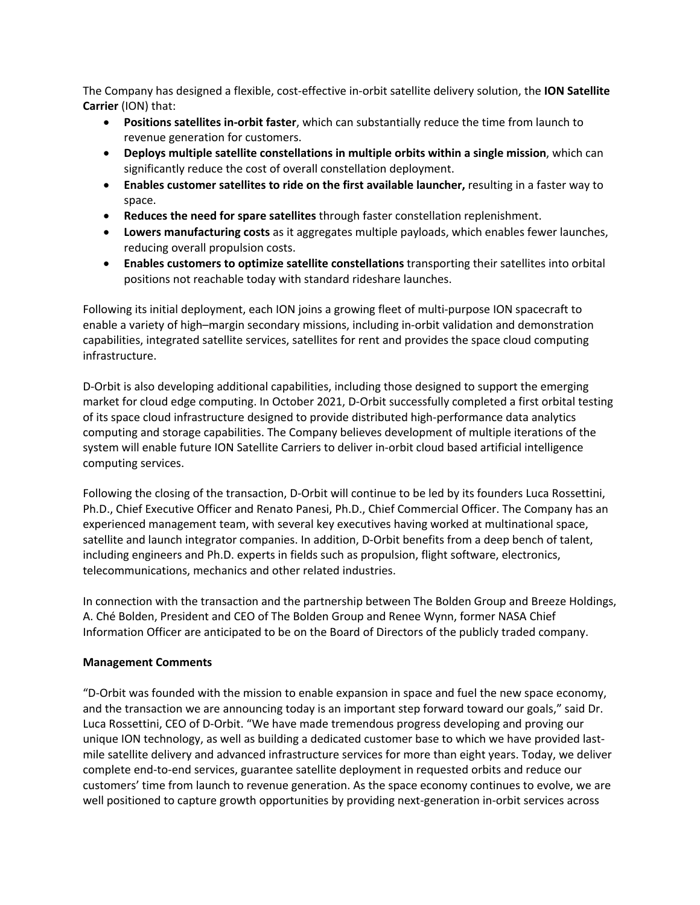The Company has designed a flexible, cost-effective in-orbit satellite delivery solution, the **ION Satellite Carrier** (ION) that:

- **Positions satellites in-orbit faster**, which can substantially reduce the time from launch to revenue generation for customers.
- **Deploys multiple satellite constellations in multiple orbits within a single mission**, which can significantly reduce the cost of overall constellation deployment.
- **Enables customer satellites to ride on the first available launcher,** resulting in a faster way to space.
- **Reduces the need for spare satellites** through faster constellation replenishment.
- **Lowers manufacturing costs** as it aggregates multiple payloads, which enables fewer launches, reducing overall propulsion costs.
- **Enables customers to optimize satellite constellations** transporting their satellites into orbital positions not reachable today with standard rideshare launches.

Following its initial deployment, each ION joins a growing fleet of multi-purpose ION spacecraft to enable a variety of high–margin secondary missions, including in-orbit validation and demonstration capabilities, integrated satellite services, satellites for rent and provides the space cloud computing infrastructure.

D-Orbit is also developing additional capabilities, including those designed to support the emerging market for cloud edge computing. In October 2021, D-Orbit successfully completed a first orbital testing of its space cloud infrastructure designed to provide distributed high-performance data analytics computing and storage capabilities. The Company believes development of multiple iterations of the system will enable future ION Satellite Carriers to deliver in-orbit cloud based artificial intelligence computing services.

Following the closing of the transaction, D-Orbit will continue to be led by its founders Luca Rossettini, Ph.D., Chief Executive Officer and Renato Panesi, Ph.D., Chief Commercial Officer. The Company has an experienced management team, with several key executives having worked at multinational space, satellite and launch integrator companies. In addition, D-Orbit benefits from a deep bench of talent, including engineers and Ph.D. experts in fields such as propulsion, flight software, electronics, telecommunications, mechanics and other related industries.

In connection with the transaction and the partnership between The Bolden Group and Breeze Holdings, A. Ché Bolden, President and CEO of The Bolden Group and Renee Wynn, former NASA Chief Information Officer are anticipated to be on the Board of Directors of the publicly traded company.

**Management Comments**

"D-Orbit was founded with the mission to enable expansion in space and fuel the new space economy, and the transaction we are announcing today is an important step forward toward our goals," said Dr. Luca Rossettini, CEO of D-Orbit. "We have made tremendous progress developing and proving our unique ION technology, as well as building a dedicated customer base to which we have provided last-mile satellite delivery and advanced infrastructure services for more than eight years. Today, we deliver complete end-to-end services, guarantee satellite deployment in requested orbits and reduce our customers' time from launch to revenue generation. As the space economy continues to evolve, we are well positioned to capture growth opportunities by providing next-generation in-orbit services across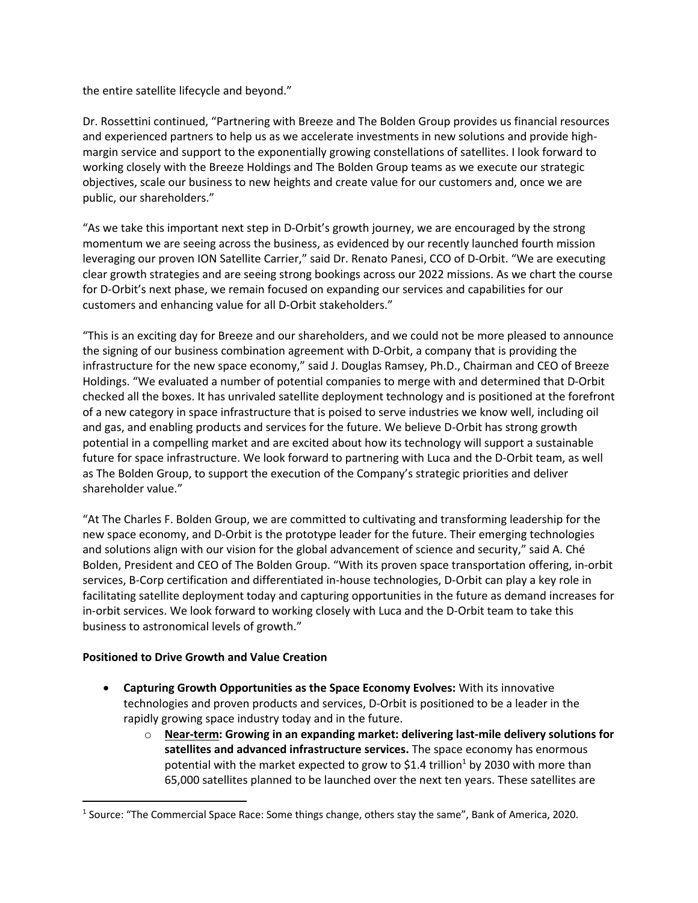the entire satellite lifecycle and beyond."

Dr. Rossettini continued, "Partnering with Breeze and The Bolden Group provides us financial resources and experienced partners to help us as we accelerate investments in new solutions and provide high-margin service and support to the exponentially growing constellations of satellites. I look forward to working closely with the Breeze Holdings and The Bolden Group teams as we execute our strategic objectives, scale our business to new heights and create value for our customers and, once we are public, our shareholders."

"As we take this important next step in D-Orbit's growth journey, we are encouraged by the strong momentum we are seeing across the business, as evidenced by our recently launched fourth mission leveraging our proven ION Satellite Carrier," said Dr. Renato Panesi, CCO of D-Orbit. "We are executing clear growth strategies and are seeing strong bookings across our 2022 missions. As we chart the course for D-Orbit's next phase, we remain focused on expanding our services and capabilities for our customers and enhancing value for all D-Orbit stakeholders."

"This is an exciting day for Breeze and our shareholders, and we could not be more pleased to announce the signing of our business combination agreement with D-Orbit, a company that is providing the infrastructure for the new space economy," said J. Douglas Ramsey, Ph.D., Chairman and CEO of Breeze Holdings. "We evaluated a number of potential companies to merge with and determined that D-Orbit checked all the boxes. It has unrivaled satellite deployment technology and is positioned at the forefront of a new category in space infrastructure that is poised to serve industries we know well, including oil and gas, and enabling products and services for the future. We believe D-Orbit has strong growth potential in a compelling market and are excited about how its technology will support a sustainable future for space infrastructure. We look forward to partnering with Luca and the D-Orbit team, as well as The Bolden Group, to support the execution of the Company's strategic priorities and deliver shareholder value."

"At The Charles F. Bolden Group, we are committed to cultivating and transforming leadership for the new space economy, and D-Orbit is the prototype leader for the future. Their emerging technologies and solutions align with our vision for the global advancement of science and security," said A. Ché Bolden, President and CEO of The Bolden Group. "With its proven space transportation offering, in-orbit services, B-Corp certification and differentiated in-house technologies, D-Orbit can play a key role in facilitating satellite deployment today and capturing opportunities in the future as demand increases for in-orbit services. We look forward to working closely with Luca and the D-Orbit team to take this business to astronomical levels of growth."

**Positioned to Drive Growth and Value Creation**

- **Capturing Growth Opportunities as the Space Economy Evolves:** With its innovative technologies and proven products and services, D-Orbit is positioned to be a leader in the rapidly growing space industry today and in the future.
  - **<u>Near-term</u>: Growing in an expanding market: delivering last-mile delivery solutions for satellites and advanced infrastructure services.** The space economy has enormous potential with the market expected to grow to $1.4 trillion[1] by 2030 with more than 65,000 satellites planned to be launched over the next ten years. These satellites are

[1] Source: "The Commercial Space Race: Some things change, others stay the same", Bank of America, 2020.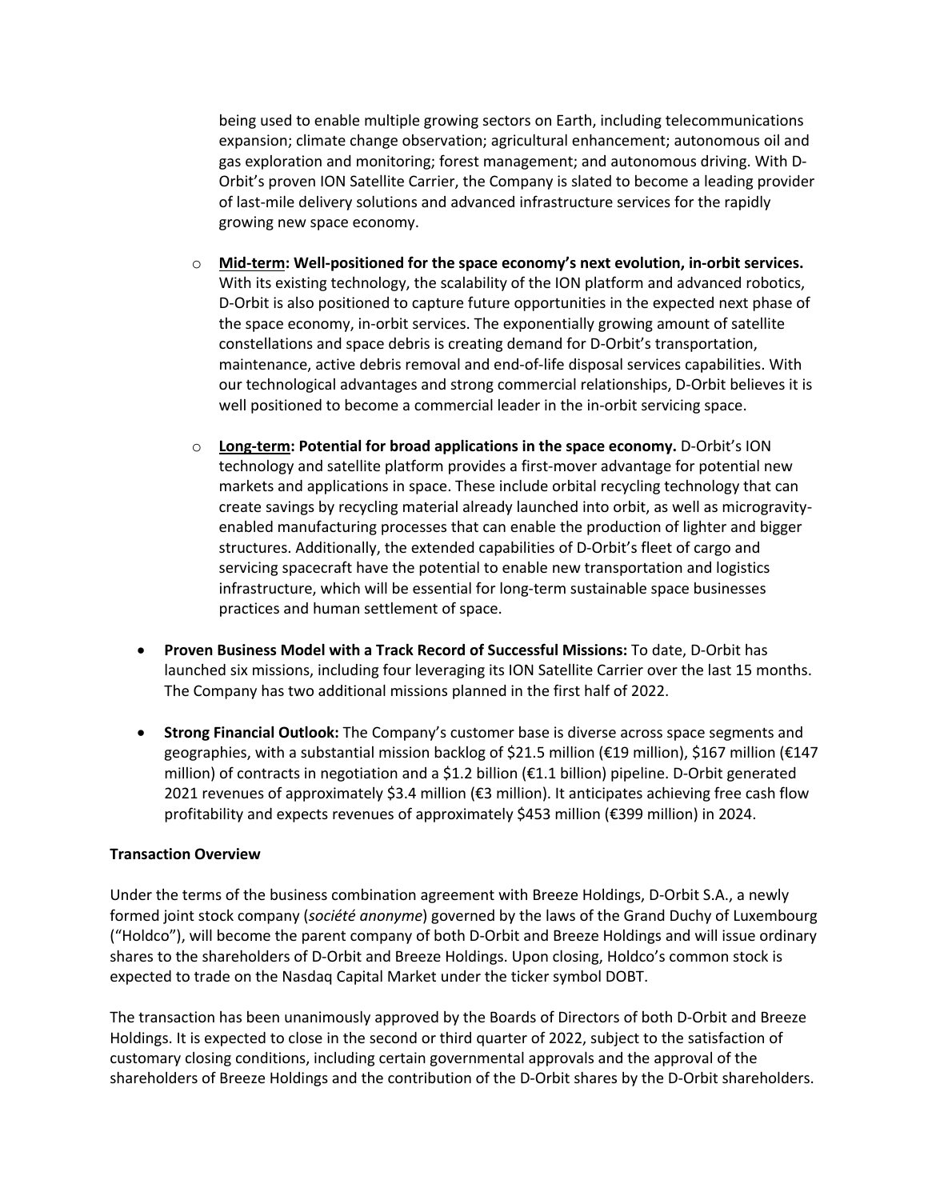being used to enable multiple growing sectors on Earth, including telecommunications expansion; climate change observation; agricultural enhancement; autonomous oil and gas exploration and monitoring; forest management; and autonomous driving. With D-Orbit's proven ION Satellite Carrier, the Company is slated to become a leading provider of last-mile delivery solutions and advanced infrastructure services for the rapidly growing new space economy.

  - **Mid-term: Well-positioned for the space economy's next evolution, in-orbit services.** With its existing technology, the scalability of the ION platform and advanced robotics, D-Orbit is also positioned to capture future opportunities in the expected next phase of the space economy, in-orbit services. The exponentially growing amount of satellite constellations and space debris is creating demand for D-Orbit's transportation, maintenance, active debris removal and end-of-life disposal services capabilities. With our technological advantages and strong commercial relationships, D-Orbit believes it is well positioned to become a commercial leader in the in-orbit servicing space.

  - **Long-term: Potential for broad applications in the space economy.** D-Orbit's ION technology and satellite platform provides a first-mover advantage for potential new markets and applications in space. These include orbital recycling technology that can create savings by recycling material already launched into orbit, as well as microgravity-enabled manufacturing processes that can enable the production of lighter and bigger structures. Additionally, the extended capabilities of D-Orbit's fleet of cargo and servicing spacecraft have the potential to enable new transportation and logistics infrastructure, which will be essential for long-term sustainable space businesses practices and human settlement of space.

- **Proven Business Model with a Track Record of Successful Missions:** To date, D-Orbit has launched six missions, including four leveraging its ION Satellite Carrier over the last 15 months. The Company has two additional missions planned in the first half of 2022.

- **Strong Financial Outlook:** The Company's customer base is diverse across space segments and geographies, with a substantial mission backlog of $21.5 million (€19 million), $167 million (€147 million) of contracts in negotiation and a $1.2 billion (€1.1 billion) pipeline. D-Orbit generated 2021 revenues of approximately $3.4 million (€3 million). It anticipates achieving free cash flow profitability and expects revenues of approximately $453 million (€399 million) in 2024.

**Transaction Overview**

Under the terms of the business combination agreement with Breeze Holdings, D-Orbit S.A., a newly formed joint stock company (*société anonyme*) governed by the laws of the Grand Duchy of Luxembourg ("Holdco"), will become the parent company of both D-Orbit and Breeze Holdings and will issue ordinary shares to the shareholders of D-Orbit and Breeze Holdings. Upon closing, Holdco's common stock is expected to trade on the Nasdaq Capital Market under the ticker symbol DOBT.

The transaction has been unanimously approved by the Boards of Directors of both D-Orbit and Breeze Holdings. It is expected to close in the second or third quarter of 2022, subject to the satisfaction of customary closing conditions, including certain governmental approvals and the approval of the shareholders of Breeze Holdings and the contribution of the D-Orbit shares by the D-Orbit shareholders.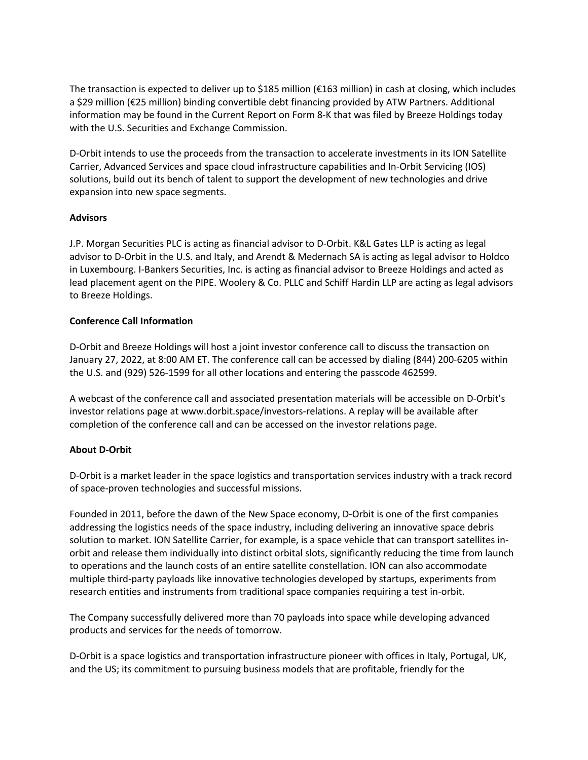The transaction is expected to deliver up to $185 million (€163 million) in cash at closing, which includes a $29 million (€25 million) binding convertible debt financing provided by ATW Partners. Additional information may be found in the Current Report on Form 8-K that was filed by Breeze Holdings today with the U.S. Securities and Exchange Commission.

D-Orbit intends to use the proceeds from the transaction to accelerate investments in its ION Satellite Carrier, Advanced Services and space cloud infrastructure capabilities and In-Orbit Servicing (IOS) solutions, build out its bench of talent to support the development of new technologies and drive expansion into new space segments.

**Advisors**

J.P. Morgan Securities PLC is acting as financial advisor to D-Orbit. K&L Gates LLP is acting as legal advisor to D-Orbit in the U.S. and Italy, and Arendt & Medernach SA is acting as legal advisor to Holdco in Luxembourg. I-Bankers Securities, Inc. is acting as financial advisor to Breeze Holdings and acted as lead placement agent on the PIPE. Woolery & Co. PLLC and Schiff Hardin LLP are acting as legal advisors to Breeze Holdings.

**Conference Call Information**

D-Orbit and Breeze Holdings will host a joint investor conference call to discuss the transaction on January 27, 2022, at 8:00 AM ET. The conference call can be accessed by dialing (844) 200-6205 within the U.S. and (929) 526-1599 for all other locations and entering the passcode 462599.

A webcast of the conference call and associated presentation materials will be accessible on D-Orbit's investor relations page at www.dorbit.space/investors-relations. A replay will be available after completion of the conference call and can be accessed on the investor relations page.

**About D-Orbit**

D-Orbit is a market leader in the space logistics and transportation services industry with a track record of space-proven technologies and successful missions.

Founded in 2011, before the dawn of the New Space economy, D-Orbit is one of the first companies addressing the logistics needs of the space industry, including delivering an innovative space debris solution to market. ION Satellite Carrier, for example, is a space vehicle that can transport satellites in-orbit and release them individually into distinct orbital slots, significantly reducing the time from launch to operations and the launch costs of an entire satellite constellation. ION can also accommodate multiple third-party payloads like innovative technologies developed by startups, experiments from research entities and instruments from traditional space companies requiring a test in-orbit.

The Company successfully delivered more than 70 payloads into space while developing advanced products and services for the needs of tomorrow.

D-Orbit is a space logistics and transportation infrastructure pioneer with offices in Italy, Portugal, UK, and the US; its commitment to pursuing business models that are profitable, friendly for the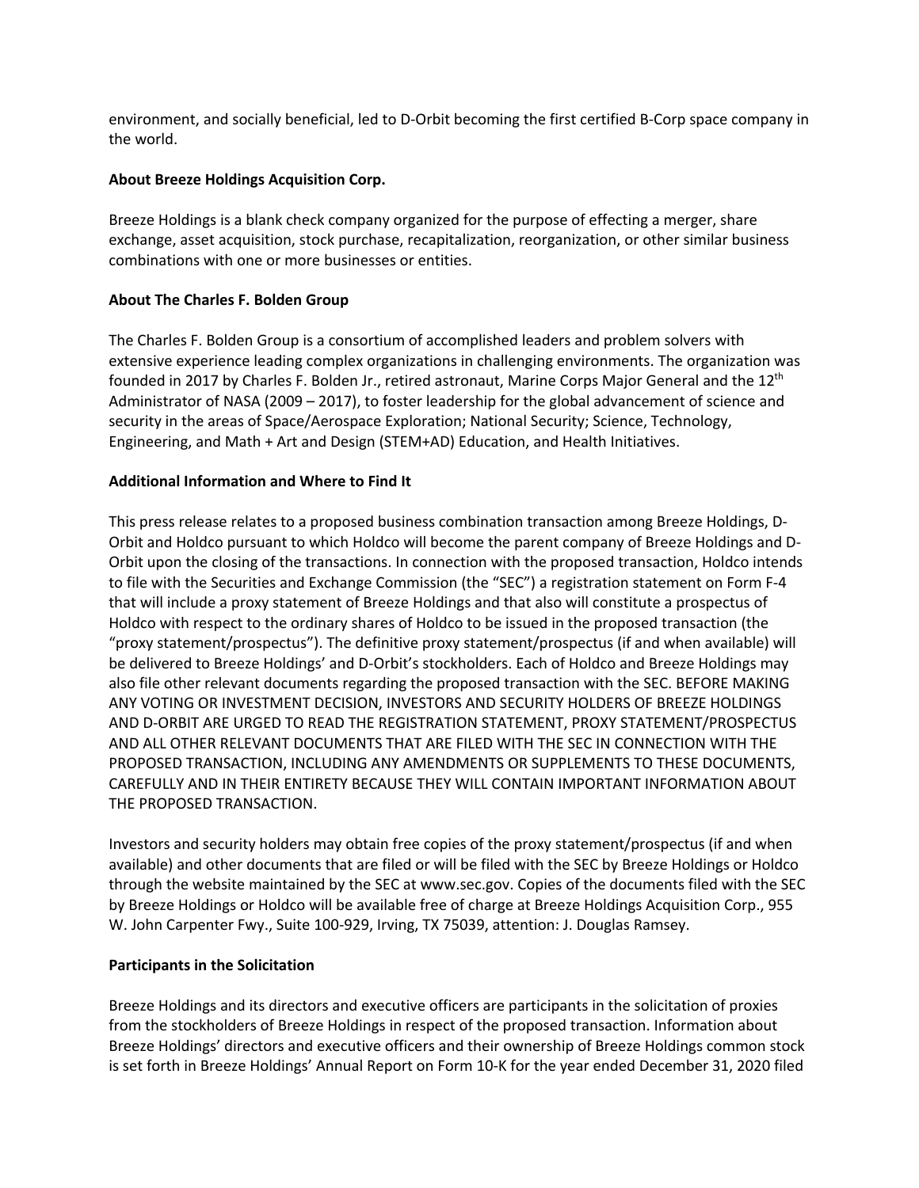environment, and socially beneficial, led to D-Orbit becoming the first certified B-Corp space company in the world.

**About Breeze Holdings Acquisition Corp.**

Breeze Holdings is a blank check company organized for the purpose of effecting a merger, share exchange, asset acquisition, stock purchase, recapitalization, reorganization, or other similar business combinations with one or more businesses or entities.

**About The Charles F. Bolden Group**

The Charles F. Bolden Group is a consortium of accomplished leaders and problem solvers with extensive experience leading complex organizations in challenging environments. The organization was founded in 2017 by Charles F. Bolden Jr., retired astronaut, Marine Corps Major General and the 12th Administrator of NASA (2009 – 2017), to foster leadership for the global advancement of science and security in the areas of Space/Aerospace Exploration; National Security; Science, Technology, Engineering, and Math + Art and Design (STEM+AD) Education, and Health Initiatives.

**Additional Information and Where to Find It**

This press release relates to a proposed business combination transaction among Breeze Holdings, D-Orbit and Holdco pursuant to which Holdco will become the parent company of Breeze Holdings and D-Orbit upon the closing of the transactions. In connection with the proposed transaction, Holdco intends to file with the Securities and Exchange Commission (the "SEC") a registration statement on Form F-4 that will include a proxy statement of Breeze Holdings and that also will constitute a prospectus of Holdco with respect to the ordinary shares of Holdco to be issued in the proposed transaction (the "proxy statement/prospectus"). The definitive proxy statement/prospectus (if and when available) will be delivered to Breeze Holdings' and D-Orbit's stockholders. Each of Holdco and Breeze Holdings may also file other relevant documents regarding the proposed transaction with the SEC. BEFORE MAKING ANY VOTING OR INVESTMENT DECISION, INVESTORS AND SECURITY HOLDERS OF BREEZE HOLDINGS AND D-ORBIT ARE URGED TO READ THE REGISTRATION STATEMENT, PROXY STATEMENT/PROSPECTUS AND ALL OTHER RELEVANT DOCUMENTS THAT ARE FILED WITH THE SEC IN CONNECTION WITH THE PROPOSED TRANSACTION, INCLUDING ANY AMENDMENTS OR SUPPLEMENTS TO THESE DOCUMENTS, CAREFULLY AND IN THEIR ENTIRETY BECAUSE THEY WILL CONTAIN IMPORTANT INFORMATION ABOUT THE PROPOSED TRANSACTION.

Investors and security holders may obtain free copies of the proxy statement/prospectus (if and when available) and other documents that are filed or will be filed with the SEC by Breeze Holdings or Holdco through the website maintained by the SEC at www.sec.gov. Copies of the documents filed with the SEC by Breeze Holdings or Holdco will be available free of charge at Breeze Holdings Acquisition Corp., 955 W. John Carpenter Fwy., Suite 100-929, Irving, TX 75039, attention: J. Douglas Ramsey.

**Participants in the Solicitation**

Breeze Holdings and its directors and executive officers are participants in the solicitation of proxies from the stockholders of Breeze Holdings in respect of the proposed transaction. Information about Breeze Holdings' directors and executive officers and their ownership of Breeze Holdings common stock is set forth in Breeze Holdings' Annual Report on Form 10-K for the year ended December 31, 2020 filed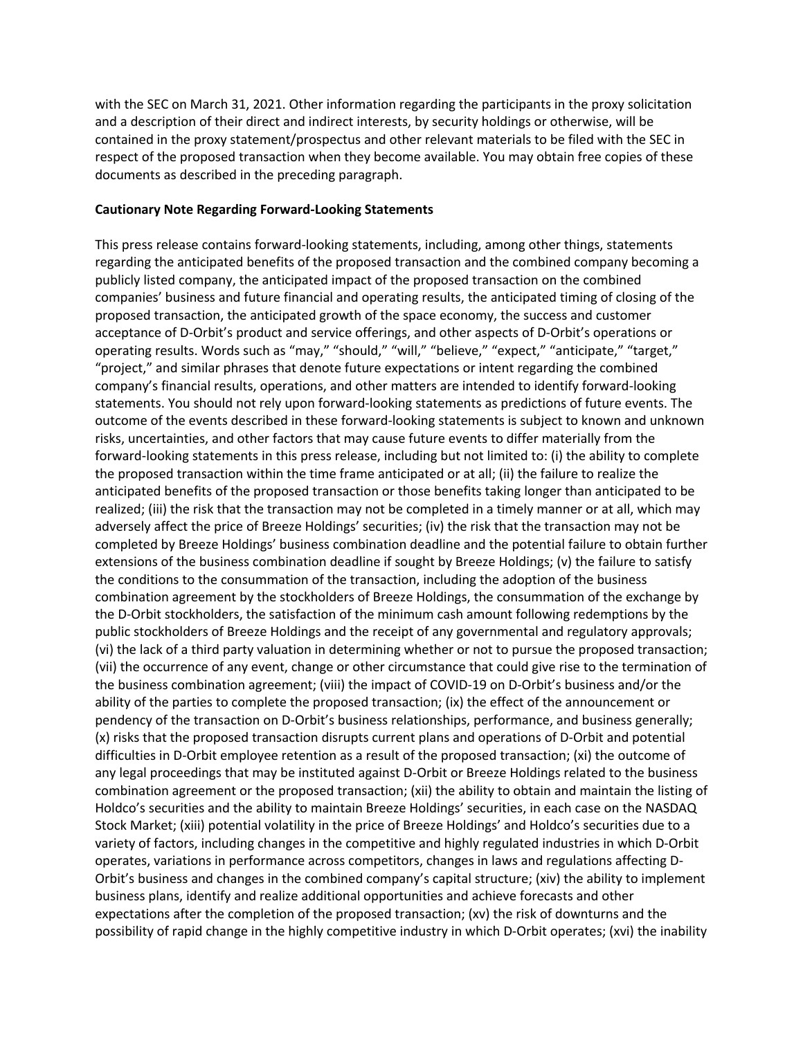with the SEC on March 31, 2021. Other information regarding the participants in the proxy solicitation and a description of their direct and indirect interests, by security holdings or otherwise, will be contained in the proxy statement/prospectus and other relevant materials to be filed with the SEC in respect of the proposed transaction when they become available. You may obtain free copies of these documents as described in the preceding paragraph.

**Cautionary Note Regarding Forward-Looking Statements**

This press release contains forward-looking statements, including, among other things, statements regarding the anticipated benefits of the proposed transaction and the combined company becoming a publicly listed company, the anticipated impact of the proposed transaction on the combined companies' business and future financial and operating results, the anticipated timing of closing of the proposed transaction, the anticipated growth of the space economy, the success and customer acceptance of D-Orbit's product and service offerings, and other aspects of D-Orbit's operations or operating results. Words such as "may," "should," "will," "believe," "expect," "anticipate," "target," "project," and similar phrases that denote future expectations or intent regarding the combined company's financial results, operations, and other matters are intended to identify forward-looking statements. You should not rely upon forward-looking statements as predictions of future events. The outcome of the events described in these forward-looking statements is subject to known and unknown risks, uncertainties, and other factors that may cause future events to differ materially from the forward-looking statements in this press release, including but not limited to: (i) the ability to complete the proposed transaction within the time frame anticipated or at all; (ii) the failure to realize the anticipated benefits of the proposed transaction or those benefits taking longer than anticipated to be realized; (iii) the risk that the transaction may not be completed in a timely manner or at all, which may adversely affect the price of Breeze Holdings' securities; (iv) the risk that the transaction may not be completed by Breeze Holdings' business combination deadline and the potential failure to obtain further extensions of the business combination deadline if sought by Breeze Holdings; (v) the failure to satisfy the conditions to the consummation of the transaction, including the adoption of the business combination agreement by the stockholders of Breeze Holdings, the consummation of the exchange by the D-Orbit stockholders, the satisfaction of the minimum cash amount following redemptions by the public stockholders of Breeze Holdings and the receipt of any governmental and regulatory approvals; (vi) the lack of a third party valuation in determining whether or not to pursue the proposed transaction; (vii) the occurrence of any event, change or other circumstance that could give rise to the termination of the business combination agreement; (viii) the impact of COVID-19 on D-Orbit's business and/or the ability of the parties to complete the proposed transaction; (ix) the effect of the announcement or pendency of the transaction on D-Orbit's business relationships, performance, and business generally; (x) risks that the proposed transaction disrupts current plans and operations of D-Orbit and potential difficulties in D-Orbit employee retention as a result of the proposed transaction; (xi) the outcome of any legal proceedings that may be instituted against D-Orbit or Breeze Holdings related to the business combination agreement or the proposed transaction; (xii) the ability to obtain and maintain the listing of Holdco's securities and the ability to maintain Breeze Holdings' securities, in each case on the NASDAQ Stock Market; (xiii) potential volatility in the price of Breeze Holdings' and Holdco's securities due to a variety of factors, including changes in the competitive and highly regulated industries in which D-Orbit operates, variations in performance across competitors, changes in laws and regulations affecting D-Orbit's business and changes in the combined company's capital structure; (xiv) the ability to implement business plans, identify and realize additional opportunities and achieve forecasts and other expectations after the completion of the proposed transaction; (xv) the risk of downturns and the possibility of rapid change in the highly competitive industry in which D-Orbit operates; (xvi) the inability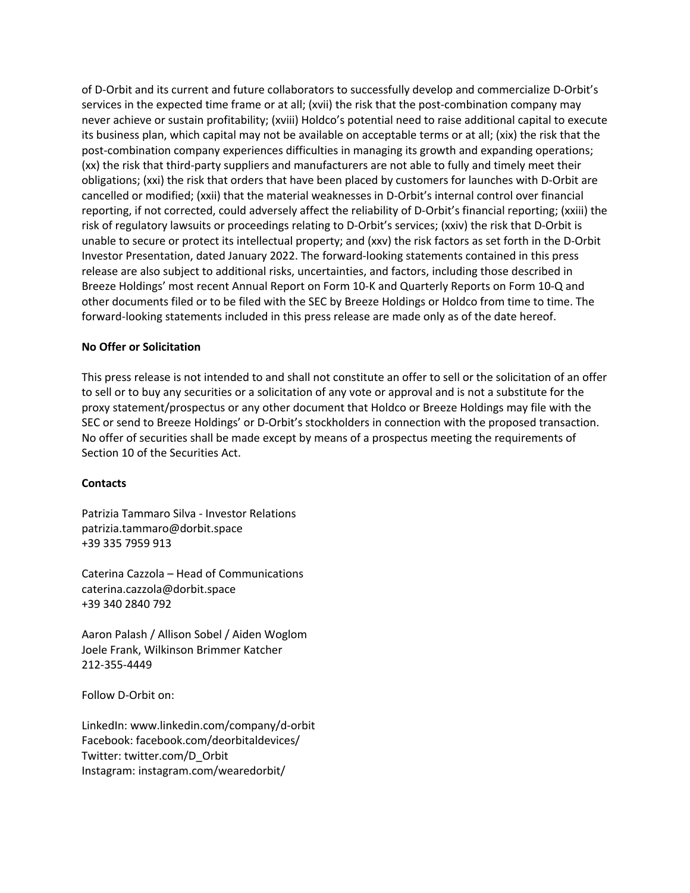of D-Orbit and its current and future collaborators to successfully develop and commercialize D-Orbit's services in the expected time frame or at all; (xvii) the risk that the post-combination company may never achieve or sustain profitability; (xviii) Holdco's potential need to raise additional capital to execute its business plan, which capital may not be available on acceptable terms or at all; (xix) the risk that the post-combination company experiences difficulties in managing its growth and expanding operations; (xx) the risk that third-party suppliers and manufacturers are not able to fully and timely meet their obligations; (xxi) the risk that orders that have been placed by customers for launches with D-Orbit are cancelled or modified; (xxii) that the material weaknesses in D-Orbit's internal control over financial reporting, if not corrected, could adversely affect the reliability of D-Orbit's financial reporting; (xxiii) the risk of regulatory lawsuits or proceedings relating to D-Orbit's services; (xxiv) the risk that D-Orbit is unable to secure or protect its intellectual property; and (xxv) the risk factors as set forth in the D-Orbit Investor Presentation, dated January 2022. The forward-looking statements contained in this press release are also subject to additional risks, uncertainties, and factors, including those described in Breeze Holdings' most recent Annual Report on Form 10-K and Quarterly Reports on Form 10-Q and other documents filed or to be filed with the SEC by Breeze Holdings or Holdco from time to time. The forward-looking statements included in this press release are made only as of the date hereof.

**No Offer or Solicitation**

This press release is not intended to and shall not constitute an offer to sell or the solicitation of an offer to sell or to buy any securities or a solicitation of any vote or approval and is not a substitute for the proxy statement/prospectus or any other document that Holdco or Breeze Holdings may file with the SEC or send to Breeze Holdings' or D-Orbit's stockholders in connection with the proposed transaction. No offer of securities shall be made except by means of a prospectus meeting the requirements of Section 10 of the Securities Act.

**Contacts**

Patrizia Tammaro Silva - Investor Relations
patrizia.tammaro@dorbit.space
+39 335 7959 913

Caterina Cazzola – Head of Communications
caterina.cazzola@dorbit.space
+39 340 2840 792

Aaron Palash / Allison Sobel / Aiden Woglom
Joele Frank, Wilkinson Brimmer Katcher
212-355-4449

Follow D-Orbit on:

LinkedIn: www.linkedin.com/company/d-orbit
Facebook: facebook.com/deorbitaldevices/
Twitter: twitter.com/D_Orbit
Instagram: instagram.com/wearedorbit/